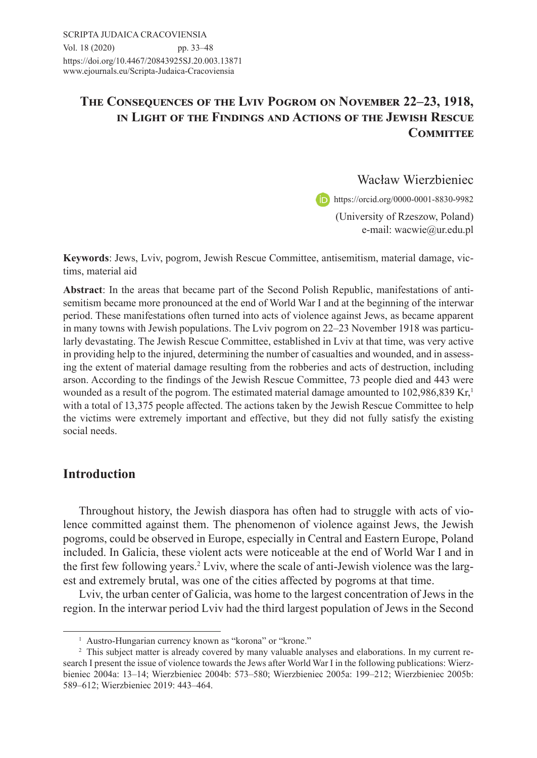# The Consequences of the Lviv Pogrom on November 22–23, 1918, in Light of the Findings and Actions of the Jewish Rescue Committee

Wacław Wierzbieniec

https://orcid.org/0000-0001-8830-9982

(University of Rzeszow, Poland)

e-mail: wacwie@ur.edu.pl

**Keywords**: Jews, Lviv, pogrom, Jewish Rescue Committee, antisemitism, material damage, victims, material aid

**Abstract**: In the areas that became part of the Second Polish Republic, manifestations of antisemitism became more pronounced at the end of World War I and at the beginning of the interwar period. These manifestations often turned into acts of violence against Jews, as became apparent in many towns with Jewish populations. The Lviv pogrom on 22–23 November 1918 was particularly devastating. The Jewish Rescue Committee, established in Lviv at that time, was very active in providing help to the injured, determining the number of casualties and wounded, and in assessing the extent of material damage resulting from the robberies and acts of destruction, including arson. According to the findings of the Jewish Rescue Committee, 73 people died and 443 were wounded as a result of the pogrom. The estimated material damage amounted to 102,986,839 Kr,[1] with a total of 13,375 people affected. The actions taken by the Jewish Rescue Committee to help the victims were extremely important and effective, but they did not fully satisfy the existing social needs.

## Introduction

Throughout history, the Jewish diaspora has often had to struggle with acts of violence committed against them. The phenomenon of violence against Jews, the Jewish pogroms, could be observed in Europe, especially in Central and Eastern Europe, Poland included. In Galicia, these violent acts were noticeable at the end of World War I and in the first few following years.[2] Lviv, where the scale of anti-Jewish violence was the largest and extremely brutal, was one of the cities affected by pogroms at that time.

Lviv, the urban center of Galicia, was home to the largest concentration of Jews in the region. In the interwar period Lviv had the third largest population of Jews in the Second

---

[1] Austro-Hungarian currency known as "korona" or "krone."

[2] This subject matter is already covered by many valuable analyses and elaborations. In my current research I present the issue of violence towards the Jews after World War I in the following publications: Wierzbieniec 2004a: 13–14; Wierzbieniec 2004b: 573–580; Wierzbieniec 2005a: 199–212; Wierzbieniec 2005b: 589–612; Wierzbieniec 2019: 443–464.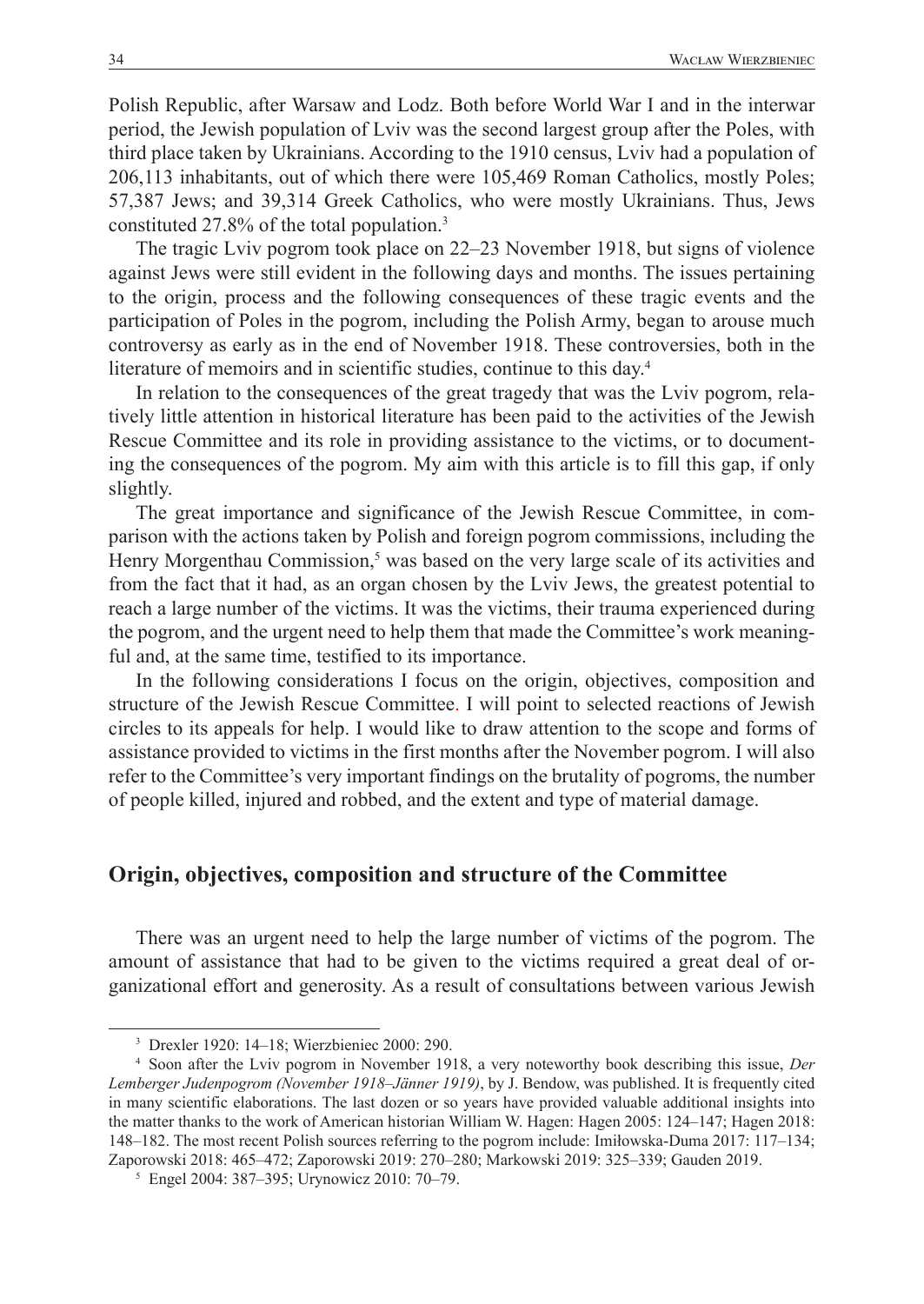Polish Republic, after Warsaw and Lodz. Both before World War I and in the interwar period, the Jewish population of Lviv was the second largest group after the Poles, with third place taken by Ukrainians. According to the 1910 census, Lviv had a population of 206,113 inhabitants, out of which there were 105,469 Roman Catholics, mostly Poles; 57,387 Jews; and 39,314 Greek Catholics, who were mostly Ukrainians. Thus, Jews constituted 27.8% of the total population.[3]

The tragic Lviv pogrom took place on 22–23 November 1918, but signs of violence against Jews were still evident in the following days and months. The issues pertaining to the origin, process and the following consequences of these tragic events and the participation of Poles in the pogrom, including the Polish Army, began to arouse much controversy as early as in the end of November 1918. These controversies, both in the literature of memoirs and in scientific studies, continue to this day.[4]

In relation to the consequences of the great tragedy that was the Lviv pogrom, relatively little attention in historical literature has been paid to the activities of the Jewish Rescue Committee and its role in providing assistance to the victims, or to documenting the consequences of the pogrom. My aim with this article is to fill this gap, if only slightly.

The great importance and significance of the Jewish Rescue Committee, in comparison with the actions taken by Polish and foreign pogrom commissions, including the Henry Morgenthau Commission,[5] was based on the very large scale of its activities and from the fact that it had, as an organ chosen by the Lviv Jews, the greatest potential to reach a large number of the victims. It was the victims, their trauma experienced during the pogrom, and the urgent need to help them that made the Committee's work meaningful and, at the same time, testified to its importance.

In the following considerations I focus on the origin, objectives, composition and structure of the Jewish Rescue Committee. I will point to selected reactions of Jewish circles to its appeals for help. I would like to draw attention to the scope and forms of assistance provided to victims in the first months after the November pogrom. I will also refer to the Committee's very important findings on the brutality of pogroms, the number of people killed, injured and robbed, and the extent and type of material damage.

## Origin, objectives, composition and structure of the Committee

There was an urgent need to help the large number of victims of the pogrom. The amount of assistance that had to be given to the victims required a great deal of organizational effort and generosity. As a result of consultations between various Jewish

---

[3] Drexler 1920: 14–18; Wierzbieniec 2000: 290.

[4] Soon after the Lviv pogrom in November 1918, a very noteworthy book describing this issue, *Der Lemberger Judenpogrom (November 1918–Jänner 1919)*, by J. Bendow, was published. It is frequently cited in many scientific elaborations. The last dozen or so years have provided valuable additional insights into the matter thanks to the work of American historian William W. Hagen: Hagen 2005: 124–147; Hagen 2018: 148–182. The most recent Polish sources referring to the pogrom include: Imiłowska-Duma 2017: 117–134; Zaporowski 2018: 465–472; Zaporowski 2019: 270–280; Markowski 2019: 325–339; Gauden 2019.

[5] Engel 2004: 387–395; Urynowicz 2010: 70–79.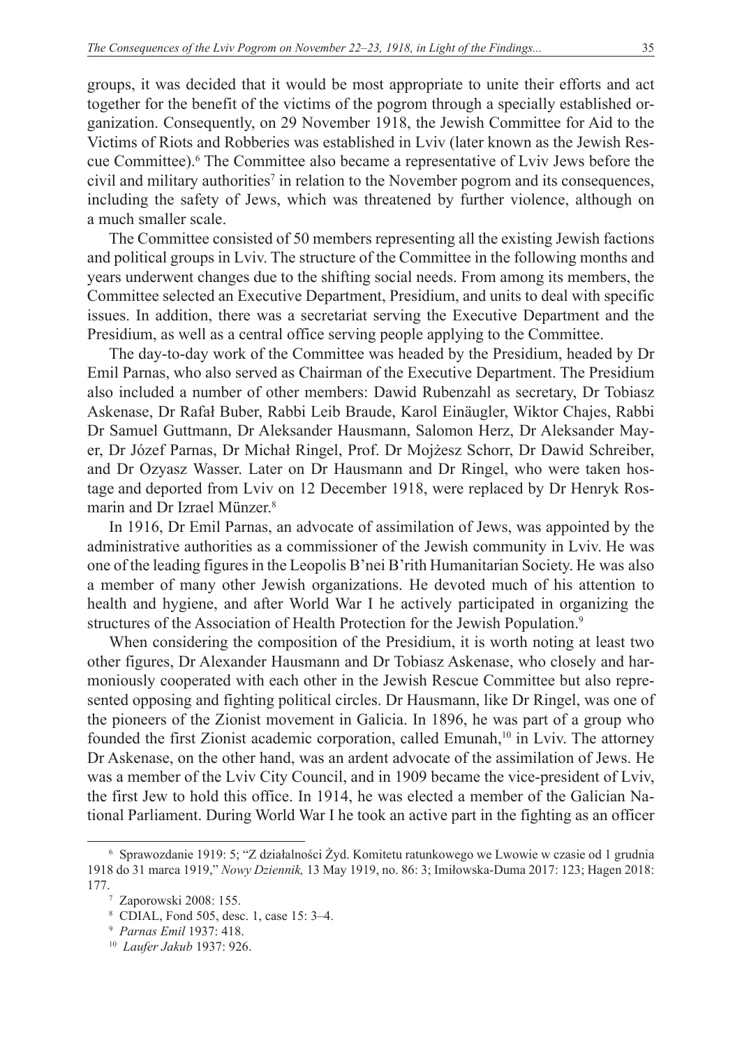groups, it was decided that it would be most appropriate to unite their efforts and act together for the benefit of the victims of the pogrom through a specially established organization. Consequently, on 29 November 1918, the Jewish Committee for Aid to the Victims of Riots and Robberies was established in Lviv (later known as the Jewish Rescue Committee).[6] The Committee also became a representative of Lviv Jews before the civil and military authorities[7] in relation to the November pogrom and its consequences, including the safety of Jews, which was threatened by further violence, although on a much smaller scale.

The Committee consisted of 50 members representing all the existing Jewish factions and political groups in Lviv. The structure of the Committee in the following months and years underwent changes due to the shifting social needs. From among its members, the Committee selected an Executive Department, Presidium, and units to deal with specific issues. In addition, there was a secretariat serving the Executive Department and the Presidium, as well as a central office serving people applying to the Committee.

The day-to-day work of the Committee was headed by the Presidium, headed by Dr Emil Parnas, who also served as Chairman of the Executive Department. The Presidium also included a number of other members: Dawid Rubenzahl as secretary, Dr Tobiasz Askenase, Dr Rafał Buber, Rabbi Leib Braude, Karol Einäugler, Wiktor Chajes, Rabbi Dr Samuel Guttmann, Dr Aleksander Hausmann, Salomon Herz, Dr Aleksander Mayer, Dr Józef Parnas, Dr Michał Ringel, Prof. Dr Mojżesz Schorr, Dr Dawid Schreiber, and Dr Ozyasz Wasser. Later on Dr Hausmann and Dr Ringel, who were taken hostage and deported from Lviv on 12 December 1918, were replaced by Dr Henryk Rosmarin and Dr Izrael Münzer.[8]

In 1916, Dr Emil Parnas, an advocate of assimilation of Jews, was appointed by the administrative authorities as a commissioner of the Jewish community in Lviv. He was one of the leading figures in the Leopolis B'nei B'rith Humanitarian Society. He was also a member of many other Jewish organizations. He devoted much of his attention to health and hygiene, and after World War I he actively participated in organizing the structures of the Association of Health Protection for the Jewish Population.[9]

When considering the composition of the Presidium, it is worth noting at least two other figures, Dr Alexander Hausmann and Dr Tobiasz Askenase, who closely and harmoniously cooperated with each other in the Jewish Rescue Committee but also represented opposing and fighting political circles. Dr Hausmann, like Dr Ringel, was one of the pioneers of the Zionist movement in Galicia. In 1896, he was part of a group who founded the first Zionist academic corporation, called Emunah,[10] in Lviv. The attorney Dr Askenase, on the other hand, was an ardent advocate of the assimilation of Jews. He was a member of the Lviv City Council, and in 1909 became the vice-president of Lviv, the first Jew to hold this office. In 1914, he was elected a member of the Galician National Parliament. During World War I he took an active part in the fighting as an officer

---

[6] Sprawozdanie 1919: 5; "Z działalności Żyd. Komitetu ratunkowego we Lwowie w czasie od 1 grudnia 1918 do 31 marca 1919," *Nowy Dziennik,* 13 May 1919, no. 86: 3; Imiłowska-Duma 2017: 123; Hagen 2018: 177.

[7] Zaporowski 2008: 155.

[8] CDIAL, Fond 505, desc. 1, case 15: 3–4.

[9] *Parnas Emil* 1937: 418.

[10] *Laufer Jakub* 1937: 926.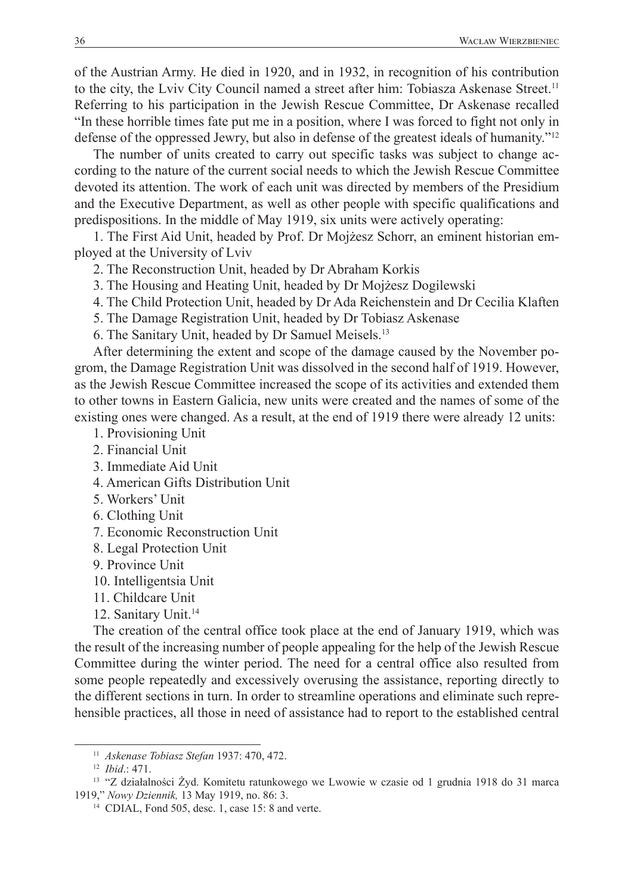of the Austrian Army. He died in 1920, and in 1932, in recognition of his contribution to the city, the Lviv City Council named a street after him: Tobiasza Askenase Street.[11] Referring to his participation in the Jewish Rescue Committee, Dr Askenase recalled "In these horrible times fate put me in a position, where I was forced to fight not only in defense of the oppressed Jewry, but also in defense of the greatest ideals of humanity."[12]

The number of units created to carry out specific tasks was subject to change according to the nature of the current social needs to which the Jewish Rescue Committee devoted its attention. The work of each unit was directed by members of the Presidium and the Executive Department, as well as other people with specific qualifications and predispositions. In the middle of May 1919, six units were actively operating:

1. The First Aid Unit, headed by Prof. Dr Mojżesz Schorr, an eminent historian employed at the University of Lviv
2. The Reconstruction Unit, headed by Dr Abraham Korkis
3. The Housing and Heating Unit, headed by Dr Mojżesz Dogilewski
4. The Child Protection Unit, headed by Dr Ada Reichenstein and Dr Cecilia Klaften
5. The Damage Registration Unit, headed by Dr Tobiasz Askenase
6. The Sanitary Unit, headed by Dr Samuel Meisels.[13]

After determining the extent and scope of the damage caused by the November pogrom, the Damage Registration Unit was dissolved in the second half of 1919. However, as the Jewish Rescue Committee increased the scope of its activities and extended them to other towns in Eastern Galicia, new units were created and the names of some of the existing ones were changed. As a result, at the end of 1919 there were already 12 units:

1. Provisioning Unit
2. Financial Unit
3. Immediate Aid Unit
4. American Gifts Distribution Unit
5. Workers' Unit
6. Clothing Unit
7. Economic Reconstruction Unit
8. Legal Protection Unit
9. Province Unit
10. Intelligentsia Unit
11. Childcare Unit
12. Sanitary Unit.[14]

The creation of the central office took place at the end of January 1919, which was the result of the increasing number of people appealing for the help of the Jewish Rescue Committee during the winter period. The need for a central office also resulted from some people repeatedly and excessively overusing the assistance, reporting directly to the different sections in turn. In order to streamline operations and eliminate such reprehensible practices, all those in need of assistance had to report to the established central

---

[11] *Askenase Tobiasz Stefan* 1937: 470, 472.

[12] *Ibid*.: 471.

[13] "Z działalności Żyd. Komitetu ratunkowego we Lwowie w czasie od 1 grudnia 1918 do 31 marca 1919," *Nowy Dziennik,* 13 May 1919, no. 86: 3.

[14] CDIAL, Fond 505, desc. 1, case 15: 8 and verte.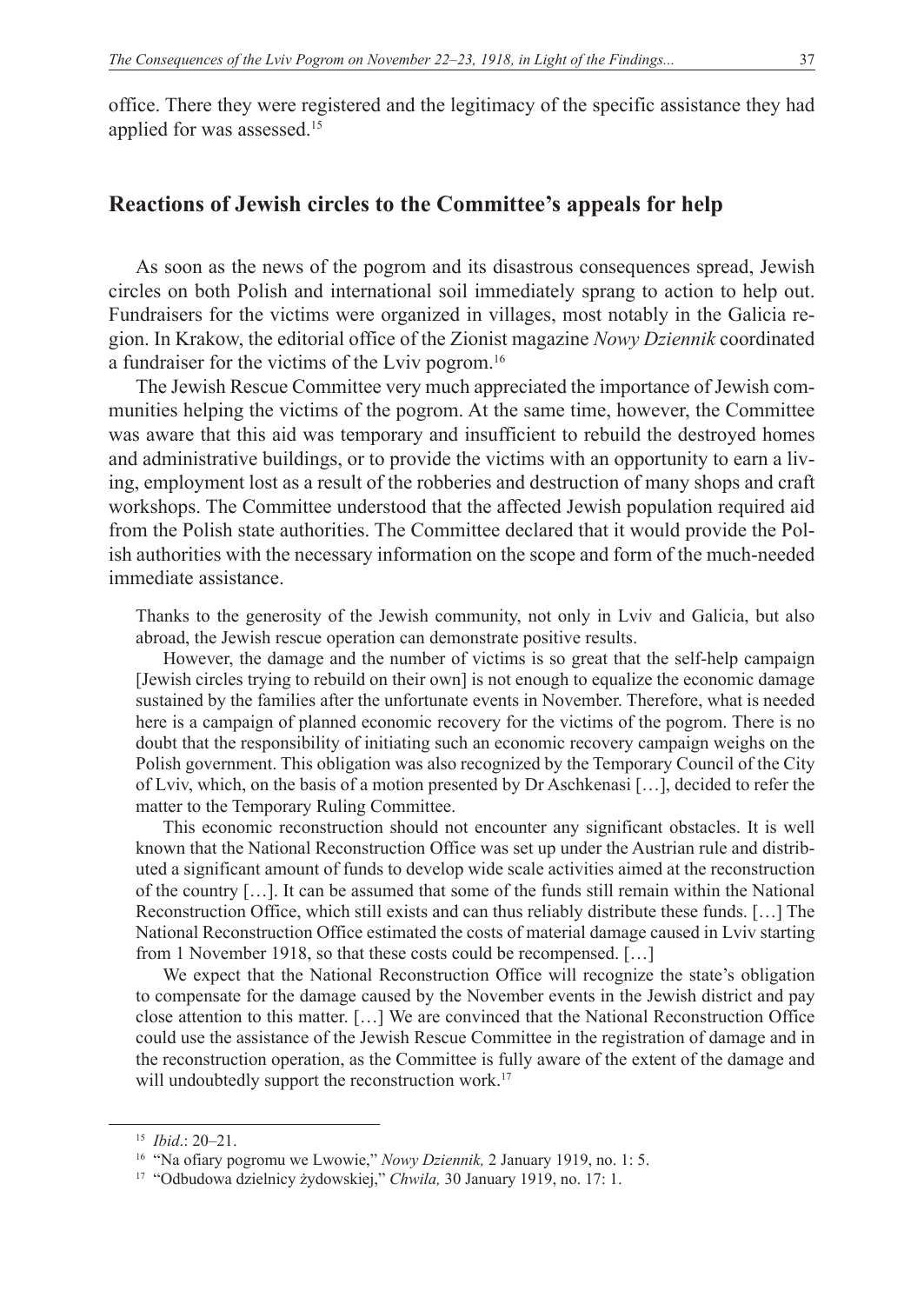office. There they were registered and the legitimacy of the specific assistance they had applied for was assessed.[15]

## Reactions of Jewish circles to the Committee's appeals for help

As soon as the news of the pogrom and its disastrous consequences spread, Jewish circles on both Polish and international soil immediately sprang to action to help out. Fundraisers for the victims were organized in villages, most notably in the Galicia region. In Krakow, the editorial office of the Zionist magazine *Nowy Dziennik* coordinated a fundraiser for the victims of the Lviv pogrom.[16]

The Jewish Rescue Committee very much appreciated the importance of Jewish communities helping the victims of the pogrom. At the same time, however, the Committee was aware that this aid was temporary and insufficient to rebuild the destroyed homes and administrative buildings, or to provide the victims with an opportunity to earn a living, employment lost as a result of the robberies and destruction of many shops and craft workshops. The Committee understood that the affected Jewish population required aid from the Polish state authorities. The Committee declared that it would provide the Polish authorities with the necessary information on the scope and form of the much-needed immediate assistance.

> Thanks to the generosity of the Jewish community, not only in Lviv and Galicia, but also abroad, the Jewish rescue operation can demonstrate positive results.
>
> However, the damage and the number of victims is so great that the self-help campaign [Jewish circles trying to rebuild on their own] is not enough to equalize the economic damage sustained by the families after the unfortunate events in November. Therefore, what is needed here is a campaign of planned economic recovery for the victims of the pogrom. There is no doubt that the responsibility of initiating such an economic recovery campaign weighs on the Polish government. This obligation was also recognized by the Temporary Council of the City of Lviv, which, on the basis of a motion presented by Dr Aschkenasi […], decided to refer the matter to the Temporary Ruling Committee.
>
> This economic reconstruction should not encounter any significant obstacles. It is well known that the National Reconstruction Office was set up under the Austrian rule and distributed a significant amount of funds to develop wide scale activities aimed at the reconstruction of the country […]. It can be assumed that some of the funds still remain within the National Reconstruction Office, which still exists and can thus reliably distribute these funds. […] The National Reconstruction Office estimated the costs of material damage caused in Lviv starting from 1 November 1918, so that these costs could be recompensed. […]
>
> We expect that the National Reconstruction Office will recognize the state's obligation to compensate for the damage caused by the November events in the Jewish district and pay close attention to this matter. […] We are convinced that the National Reconstruction Office could use the assistance of the Jewish Rescue Committee in the registration of damage and in the reconstruction operation, as the Committee is fully aware of the extent of the damage and will undoubtedly support the reconstruction work.[17]

---

[15] *Ibid*.: 20–21.

[16] "Na ofiary pogromu we Lwowie," *Nowy Dziennik,* 2 January 1919, no. 1: 5.

[17] "Odbudowa dzielnicy żydowskiej," *Chwila,* 30 January 1919, no. 17: 1.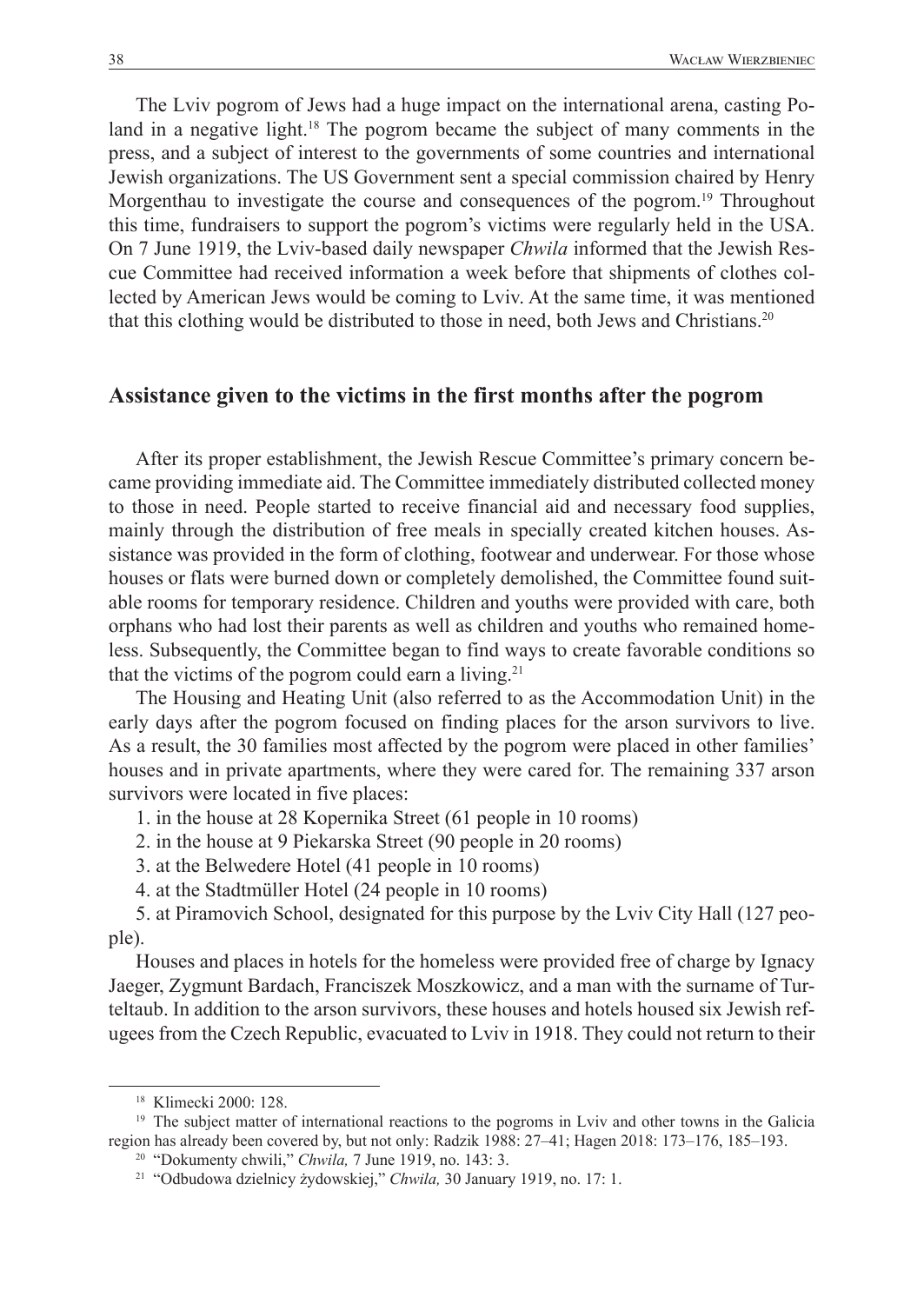The Lviv pogrom of Jews had a huge impact on the international arena, casting Poland in a negative light.[18] The pogrom became the subject of many comments in the press, and a subject of interest to the governments of some countries and international Jewish organizations. The US Government sent a special commission chaired by Henry Morgenthau to investigate the course and consequences of the pogrom.[19] Throughout this time, fundraisers to support the pogrom's victims were regularly held in the USA. On 7 June 1919, the Lviv-based daily newspaper *Chwila* informed that the Jewish Rescue Committee had received information a week before that shipments of clothes collected by American Jews would be coming to Lviv. At the same time, it was mentioned that this clothing would be distributed to those in need, both Jews and Christians.[20]

## Assistance given to the victims in the first months after the pogrom

After its proper establishment, the Jewish Rescue Committee's primary concern became providing immediate aid. The Committee immediately distributed collected money to those in need. People started to receive financial aid and necessary food supplies, mainly through the distribution of free meals in specially created kitchen houses. Assistance was provided in the form of clothing, footwear and underwear. For those whose houses or flats were burned down or completely demolished, the Committee found suitable rooms for temporary residence. Children and youths were provided with care, both orphans who had lost their parents as well as children and youths who remained homeless. Subsequently, the Committee began to find ways to create favorable conditions so that the victims of the pogrom could earn a living.[21]

The Housing and Heating Unit (also referred to as the Accommodation Unit) in the early days after the pogrom focused on finding places for the arson survivors to live. As a result, the 30 families most affected by the pogrom were placed in other families' houses and in private apartments, where they were cared for. The remaining 337 arson survivors were located in five places:

1. in the house at 28 Kopernika Street (61 people in 10 rooms)
2. in the house at 9 Piekarska Street (90 people in 20 rooms)
3. at the Belwedere Hotel (41 people in 10 rooms)
4. at the Stadtmüller Hotel (24 people in 10 rooms)
5. at Piramovich School, designated for this purpose by the Lviv City Hall (127 people).

Houses and places in hotels for the homeless were provided free of charge by Ignacy Jaeger, Zygmunt Bardach, Franciszek Moszkowicz, and a man with the surname of Turteltaub. In addition to the arson survivors, these houses and hotels housed six Jewish refugees from the Czech Republic, evacuated to Lviv in 1918. They could not return to their

[18] Klimecki 2000: 128.

[19] The subject matter of international reactions to the pogroms in Lviv and other towns in the Galicia region has already been covered by, but not only: Radzik 1988: 27–41; Hagen 2018: 173–176, 185–193.

[20] "Dokumenty chwili," *Chwila,* 7 June 1919, no. 143: 3.

[21] "Odbudowa dzielnicy żydowskiej," *Chwila,* 30 January 1919, no. 17: 1.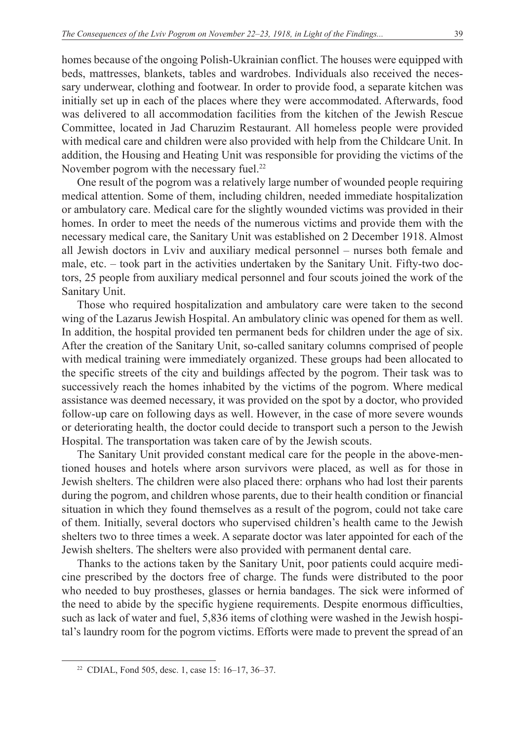homes because of the ongoing Polish-Ukrainian conflict. The houses were equipped with beds, mattresses, blankets, tables and wardrobes. Individuals also received the necessary underwear, clothing and footwear. In order to provide food, a separate kitchen was initially set up in each of the places where they were accommodated. Afterwards, food was delivered to all accommodation facilities from the kitchen of the Jewish Rescue Committee, located in Jad Charuzim Restaurant. All homeless people were provided with medical care and children were also provided with help from the Childcare Unit. In addition, the Housing and Heating Unit was responsible for providing the victims of the November pogrom with the necessary fuel.[22]

One result of the pogrom was a relatively large number of wounded people requiring medical attention. Some of them, including children, needed immediate hospitalization or ambulatory care. Medical care for the slightly wounded victims was provided in their homes. In order to meet the needs of the numerous victims and provide them with the necessary medical care, the Sanitary Unit was established on 2 December 1918. Almost all Jewish doctors in Lviv and auxiliary medical personnel – nurses both female and male, etc. – took part in the activities undertaken by the Sanitary Unit. Fifty-two doctors, 25 people from auxiliary medical personnel and four scouts joined the work of the Sanitary Unit.

Those who required hospitalization and ambulatory care were taken to the second wing of the Lazarus Jewish Hospital. An ambulatory clinic was opened for them as well. In addition, the hospital provided ten permanent beds for children under the age of six. After the creation of the Sanitary Unit, so-called sanitary columns comprised of people with medical training were immediately organized. These groups had been allocated to the specific streets of the city and buildings affected by the pogrom. Their task was to successively reach the homes inhabited by the victims of the pogrom. Where medical assistance was deemed necessary, it was provided on the spot by a doctor, who provided follow-up care on following days as well. However, in the case of more severe wounds or deteriorating health, the doctor could decide to transport such a person to the Jewish Hospital. The transportation was taken care of by the Jewish scouts.

The Sanitary Unit provided constant medical care for the people in the above-mentioned houses and hotels where arson survivors were placed, as well as for those in Jewish shelters. The children were also placed there: orphans who had lost their parents during the pogrom, and children whose parents, due to their health condition or financial situation in which they found themselves as a result of the pogrom, could not take care of them. Initially, several doctors who supervised children's health came to the Jewish shelters two to three times a week. A separate doctor was later appointed for each of the Jewish shelters. The shelters were also provided with permanent dental care.

Thanks to the actions taken by the Sanitary Unit, poor patients could acquire medicine prescribed by the doctors free of charge. The funds were distributed to the poor who needed to buy prostheses, glasses or hernia bandages. The sick were informed of the need to abide by the specific hygiene requirements. Despite enormous difficulties, such as lack of water and fuel, 5,836 items of clothing were washed in the Jewish hospital's laundry room for the pogrom victims. Efforts were made to prevent the spread of an

[22] CDIAL, Fond 505, desc. 1, case 15: 16–17, 36–37.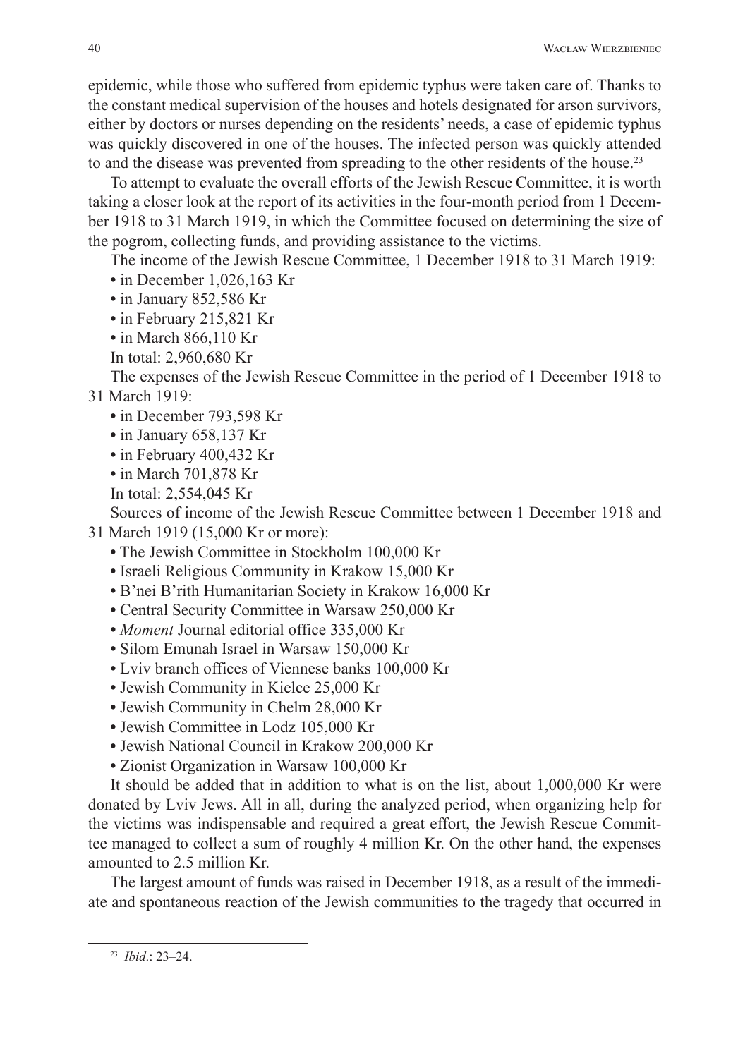epidemic, while those who suffered from epidemic typhus were taken care of. Thanks to the constant medical supervision of the houses and hotels designated for arson survivors, either by doctors or nurses depending on the residents' needs, a case of epidemic typhus was quickly discovered in one of the houses. The infected person was quickly attended to and the disease was prevented from spreading to the other residents of the house.[23]

To attempt to evaluate the overall efforts of the Jewish Rescue Committee, it is worth taking a closer look at the report of its activities in the four-month period from 1 December 1918 to 31 March 1919, in which the Committee focused on determining the size of the pogrom, collecting funds, and providing assistance to the victims.

The income of the Jewish Rescue Committee, 1 December 1918 to 31 March 1919:

- in December 1,026,163 Kr
- in January 852,586 Kr
- in February 215,821 Kr
- in March 866,110 Kr

In total: 2,960,680 Kr

The expenses of the Jewish Rescue Committee in the period of 1 December 1918 to 31 March 1919:

- in December 793,598 Kr
- in January 658,137 Kr
- in February 400,432 Kr
- in March 701,878 Kr

In total: 2,554,045 Kr

Sources of income of the Jewish Rescue Committee between 1 December 1918 and 31 March 1919 (15,000 Kr or more):

- The Jewish Committee in Stockholm 100,000 Kr
- Israeli Religious Community in Krakow 15,000 Kr
- B'nei B'rith Humanitarian Society in Krakow 16,000 Kr
- Central Security Committee in Warsaw 250,000 Kr
- *Moment* Journal editorial office 335,000 Kr
- Silom Emunah Israel in Warsaw 150,000 Kr
- Lviv branch offices of Viennese banks 100,000 Kr
- Jewish Community in Kielce 25,000 Kr
- Jewish Community in Chelm 28,000 Kr
- Jewish Committee in Lodz 105,000 Kr
- Jewish National Council in Krakow 200,000 Kr
- Zionist Organization in Warsaw 100,000 Kr

It should be added that in addition to what is on the list, about 1,000,000 Kr were donated by Lviv Jews. All in all, during the analyzed period, when organizing help for the victims was indispensable and required a great effort, the Jewish Rescue Committee managed to collect a sum of roughly 4 million Kr. On the other hand, the expenses amounted to 2.5 million Kr.

The largest amount of funds was raised in December 1918, as a result of the immediate and spontaneous reaction of the Jewish communities to the tragedy that occurred in

[23] *Ibid*.: 23–24.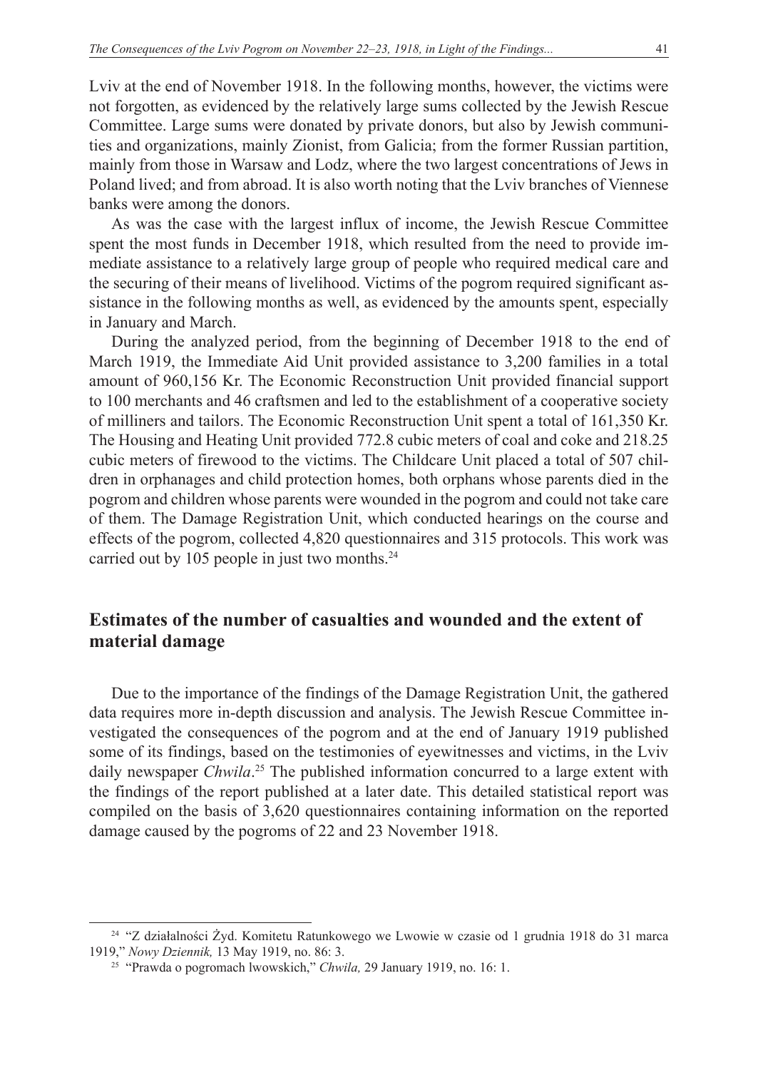Lviv at the end of November 1918. In the following months, however, the victims were not forgotten, as evidenced by the relatively large sums collected by the Jewish Rescue Committee. Large sums were donated by private donors, but also by Jewish communities and organizations, mainly Zionist, from Galicia; from the former Russian partition, mainly from those in Warsaw and Lodz, where the two largest concentrations of Jews in Poland lived; and from abroad. It is also worth noting that the Lviv branches of Viennese banks were among the donors.

As was the case with the largest influx of income, the Jewish Rescue Committee spent the most funds in December 1918, which resulted from the need to provide immediate assistance to a relatively large group of people who required medical care and the securing of their means of livelihood. Victims of the pogrom required significant assistance in the following months as well, as evidenced by the amounts spent, especially in January and March.

During the analyzed period, from the beginning of December 1918 to the end of March 1919, the Immediate Aid Unit provided assistance to 3,200 families in a total amount of 960,156 Kr. The Economic Reconstruction Unit provided financial support to 100 merchants and 46 craftsmen and led to the establishment of a cooperative society of milliners and tailors. The Economic Reconstruction Unit spent a total of 161,350 Kr. The Housing and Heating Unit provided 772.8 cubic meters of coal and coke and 218.25 cubic meters of firewood to the victims. The Childcare Unit placed a total of 507 children in orphanages and child protection homes, both orphans whose parents died in the pogrom and children whose parents were wounded in the pogrom and could not take care of them. The Damage Registration Unit, which conducted hearings on the course and effects of the pogrom, collected 4,820 questionnaires and 315 protocols. This work was carried out by 105 people in just two months.[24]

## Estimates of the number of casualties and wounded and the extent of material damage

Due to the importance of the findings of the Damage Registration Unit, the gathered data requires more in-depth discussion and analysis. The Jewish Rescue Committee investigated the consequences of the pogrom and at the end of January 1919 published some of its findings, based on the testimonies of eyewitnesses and victims, in the Lviv daily newspaper *Chwila*.[25] The published information concurred to a large extent with the findings of the report published at a later date. This detailed statistical report was compiled on the basis of 3,620 questionnaires containing information on the reported damage caused by the pogroms of 22 and 23 November 1918.

[24] "Z działalności Żyd. Komitetu Ratunkowego we Lwowie w czasie od 1 grudnia 1918 do 31 marca 1919," *Nowy Dziennik,* 13 May 1919, no. 86: 3.

[25] "Prawda o pogromach lwowskich," *Chwila,* 29 January 1919, no. 16: 1.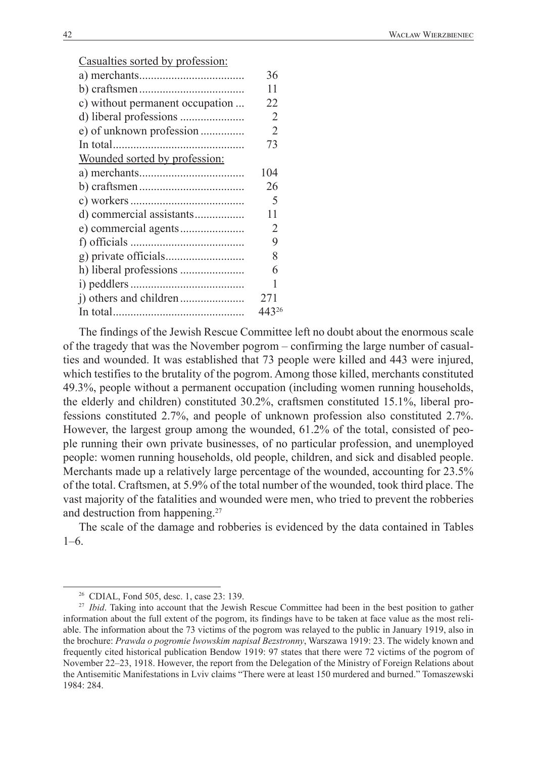| Casualties sorted by profession: | |
|---|---|
| a) merchants | 36 |
| b) craftsmen | 11 |
| c) without permanent occupation | 22 |
| d) liberal professions | 2 |
| e) of unknown profession | 2 |
| In total | 73 |
| Wounded sorted by profession: | |
| a) merchants | 104 |
| b) craftsmen | 26 |
| c) workers | 5 |
| d) commercial assistants | 11 |
| e) commercial agents | 2 |
| f) officials | 9 |
| g) private officials | 8 |
| h) liberal professions | 6 |
| i) peddlers | 1 |
| j) others and children | 271 |
| In total | 443[26] |

The findings of the Jewish Rescue Committee left no doubt about the enormous scale of the tragedy that was the November pogrom – confirming the large number of casualties and wounded. It was established that 73 people were killed and 443 were injured, which testifies to the brutality of the pogrom. Among those killed, merchants constituted 49.3%, people without a permanent occupation (including women running households, the elderly and children) constituted 30.2%, craftsmen constituted 15.1%, liberal professions constituted 2.7%, and people of unknown profession also constituted 2.7%. However, the largest group among the wounded, 61.2% of the total, consisted of people running their own private businesses, of no particular profession, and unemployed people: women running households, old people, children, and sick and disabled people. Merchants made up a relatively large percentage of the wounded, accounting for 23.5% of the total. Craftsmen, at 5.9% of the total number of the wounded, took third place. The vast majority of the fatalities and wounded were men, who tried to prevent the robberies and destruction from happening.[27]

The scale of the damage and robberies is evidenced by the data contained in Tables 1–6.

---

[26] CDIAL, Fond 505, desc. 1, case 23: 139.

[27] *Ibid*. Taking into account that the Jewish Rescue Committee had been in the best position to gather information about the full extent of the pogrom, its findings have to be taken at face value as the most reliable. The information about the 73 victims of the pogrom was relayed to the public in January 1919, also in the brochure: *Prawda o pogromie lwowskim napisał Bezstronny*, Warszawa 1919: 23. The widely known and frequently cited historical publication Bendow 1919: 97 states that there were 72 victims of the pogrom of November 22–23, 1918. However, the report from the Delegation of the Ministry of Foreign Relations about the Antisemitic Manifestations in Lviv claims "There were at least 150 murdered and burned." Tomaszewski 1984: 284.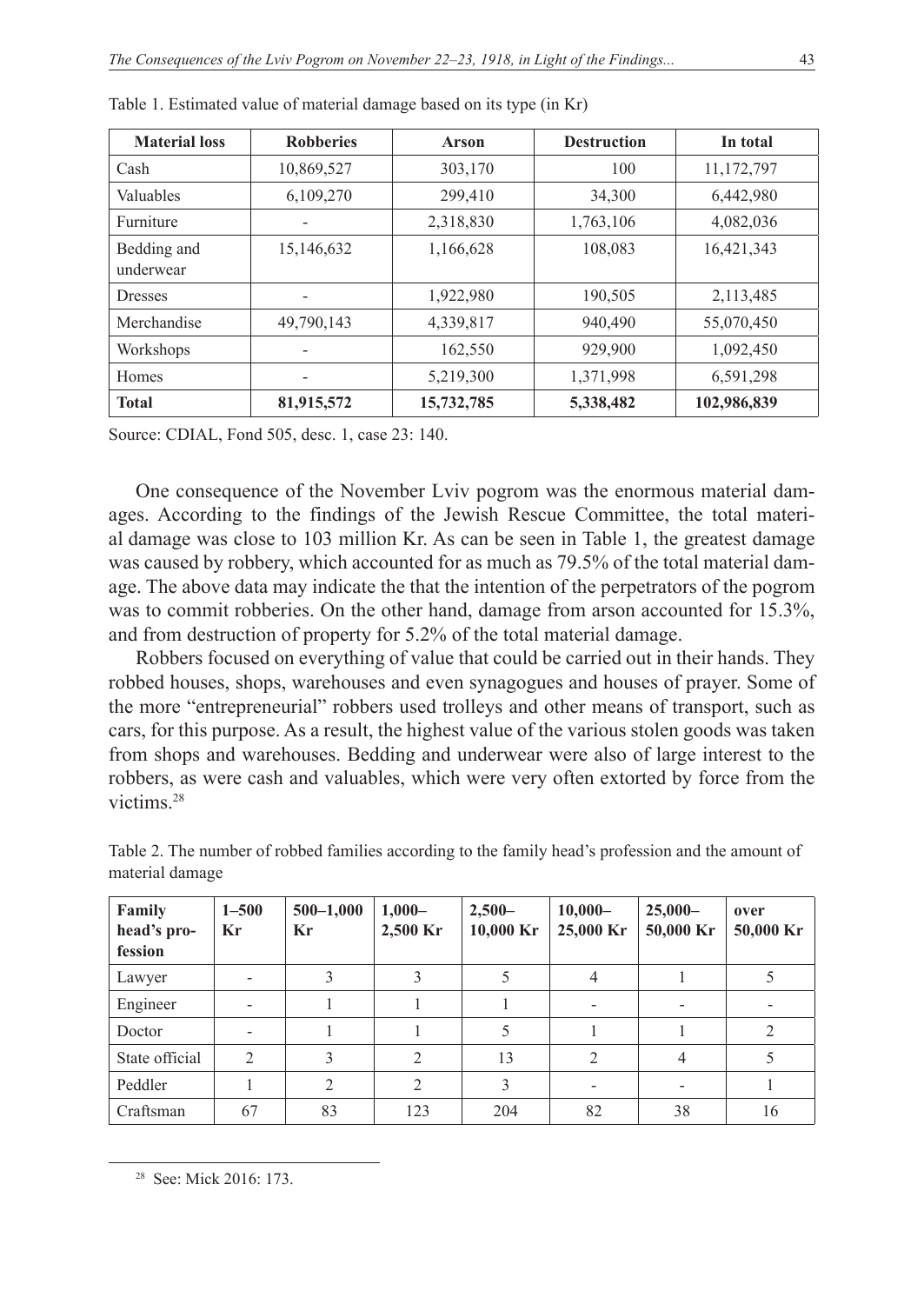Table 1. Estimated value of material damage based on its type (in Kr)

| Material loss | Robberies | Arson | Destruction | In total |
|---|---|---|---|---|
| Cash | 10,869,527 | 303,170 | 100 | 11,172,797 |
| Valuables | 6,109,270 | 299,410 | 34,300 | 6,442,980 |
| Furniture | - | 2,318,830 | 1,763,106 | 4,082,036 |
| Bedding and underwear | 15,146,632 | 1,166,628 | 108,083 | 16,421,343 |
| Dresses | - | 1,922,980 | 190,505 | 2,113,485 |
| Merchandise | 49,790,143 | 4,339,817 | 940,490 | 55,070,450 |
| Workshops | - | 162,550 | 929,900 | 1,092,450 |
| Homes | - | 5,219,300 | 1,371,998 | 6,591,298 |
| **Total** | **81,915,572** | **15,732,785** | **5,338,482** | **102,986,839** |

Source: CDIAL, Fond 505, desc. 1, case 23: 140.

One consequence of the November Lviv pogrom was the enormous material damages. According to the findings of the Jewish Rescue Committee, the total material damage was close to 103 million Kr. As can be seen in Table 1, the greatest damage was caused by robbery, which accounted for as much as 79.5% of the total material damage. The above data may indicate the that the intention of the perpetrators of the pogrom was to commit robberies. On the other hand, damage from arson accounted for 15.3%, and from destruction of property for 5.2% of the total material damage.

Robbers focused on everything of value that could be carried out in their hands. They robbed houses, shops, warehouses and even synagogues and houses of prayer. Some of the more "entrepreneurial" robbers used trolleys and other means of transport, such as cars, for this purpose. As a result, the highest value of the various stolen goods was taken from shops and warehouses. Bedding and underwear were also of large interest to the robbers, as were cash and valuables, which were very often extorted by force from the victims.[28]

Table 2. The number of robbed families according to the family head's profession and the amount of material damage

| Family head's profession | 1–500 Kr | 500–1,000 Kr | 1,000–2,500 Kr | 2,500–10,000 Kr | 10,000–25,000 Kr | 25,000–50,000 Kr | over 50,000 Kr |
|---|---|---|---|---|---|---|---|
| Lawyer | - | 3 | 3 | 5 | 4 | 1 | 5 |
| Engineer | - | 1 | 1 | 1 | - | - | - |
| Doctor | - | 1 | 1 | 5 | 1 | 1 | 2 |
| State official | 2 | 3 | 2 | 13 | 2 | 4 | 5 |
| Peddler | 1 | 2 | 2 | 3 | - | - | 1 |
| Craftsman | 67 | 83 | 123 | 204 | 82 | 38 | 16 |

[28] See: Mick 2016: 173.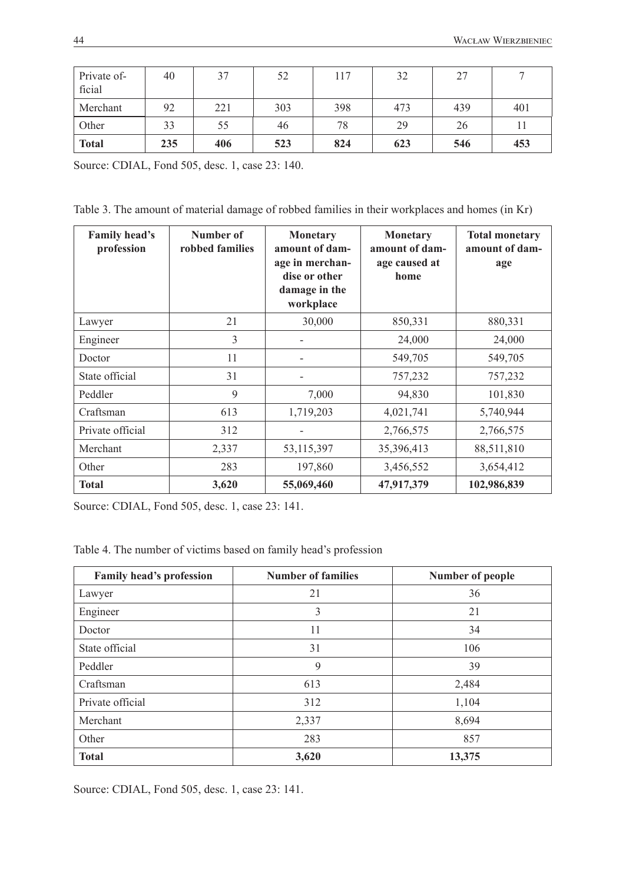| Private official | 40 | 37 | 52 | 117 | 32 | 27 | 7 |
|---|---|---|---|---|---|---|---|
| Merchant | 92 | 221 | 303 | 398 | 473 | 439 | 401 |
| Other | 33 | 55 | 46 | 78 | 29 | 26 | 11 |
| **Total** | **235** | **406** | **523** | **824** | **623** | **546** | **453** |

Source: CDIAL, Fond 505, desc. 1, case 23: 140.

Table 3. The amount of material damage of robbed families in their workplaces and homes (in Kr)

| Family head's profession | Number of robbed families | Monetary amount of damage in merchandise or other damage in the workplace | Monetary amount of damage caused at home | Total monetary amount of damage |
|---|---|---|---|---|
| Lawyer | 21 | 30,000 | 850,331 | 880,331 |
| Engineer | 3 | - | 24,000 | 24,000 |
| Doctor | 11 | - | 549,705 | 549,705 |
| State official | 31 | - | 757,232 | 757,232 |
| Peddler | 9 | 7,000 | 94,830 | 101,830 |
| Craftsman | 613 | 1,719,203 | 4,021,741 | 5,740,944 |
| Private official | 312 | - | 2,766,575 | 2,766,575 |
| Merchant | 2,337 | 53,115,397 | 35,396,413 | 88,511,810 |
| Other | 283 | 197,860 | 3,456,552 | 3,654,412 |
| **Total** | **3,620** | **55,069,460** | **47,917,379** | **102,986,839** |

Source: CDIAL, Fond 505, desc. 1, case 23: 141.

Table 4. The number of victims based on family head's profession

| Family head's profession | Number of families | Number of people |
|---|---|---|
| Lawyer | 21 | 36 |
| Engineer | 3 | 21 |
| Doctor | 11 | 34 |
| State official | 31 | 106 |
| Peddler | 9 | 39 |
| Craftsman | 613 | 2,484 |
| Private official | 312 | 1,104 |
| Merchant | 2,337 | 8,694 |
| Other | 283 | 857 |
| **Total** | **3,620** | **13,375** |

Source: CDIAL, Fond 505, desc. 1, case 23: 141.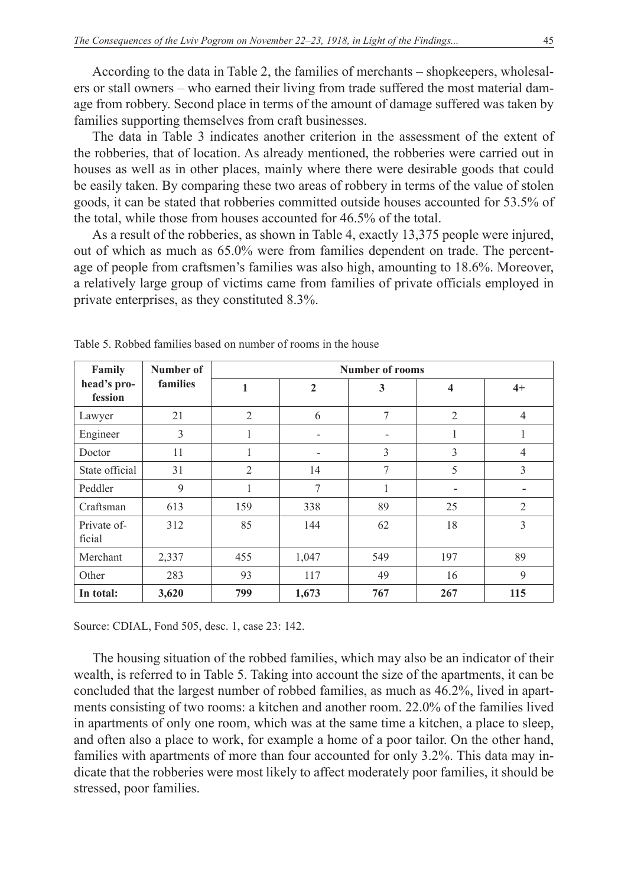According to the data in Table 2, the families of merchants – shopkeepers, wholesalers or stall owners – who earned their living from trade suffered the most material damage from robbery. Second place in terms of the amount of damage suffered was taken by families supporting themselves from craft businesses.

The data in Table 3 indicates another criterion in the assessment of the extent of the robberies, that of location. As already mentioned, the robberies were carried out in houses as well as in other places, mainly where there were desirable goods that could be easily taken. By comparing these two areas of robbery in terms of the value of stolen goods, it can be stated that robberies committed outside houses accounted for 53.5% of the total, while those from houses accounted for 46.5% of the total.

As a result of the robberies, as shown in Table 4, exactly 13,375 people were injured, out of which as much as 65.0% were from families dependent on trade. The percentage of people from craftsmen's families was also high, amounting to 18.6%. Moreover, a relatively large group of victims came from families of private officials employed in private enterprises, as they constituted 8.3%.

Table 5. Robbed families based on number of rooms in the house

| Family head's profession | Number of families | Number of rooms | | | | |
|---|---|---|---|---|---|---|
| | | 1 | 2 | 3 | 4 | 4+ |
| Lawyer | 21 | 2 | 6 | 7 | 2 | 4 |
| Engineer | 3 | 1 | - | - | 1 | 1 |
| Doctor | 11 | 1 | - | 3 | 3 | 4 |
| State official | 31 | 2 | 14 | 7 | 5 | 3 |
| Peddler | 9 | 1 | 7 | 1 | - | - |
| Craftsman | 613 | 159 | 338 | 89 | 25 | 2 |
| Private official | 312 | 85 | 144 | 62 | 18 | 3 |
| Merchant | 2,337 | 455 | 1,047 | 549 | 197 | 89 |
| Other | 283 | 93 | 117 | 49 | 16 | 9 |
| **In total:** | **3,620** | **799** | **1,673** | **767** | **267** | **115** |

Source: CDIAL, Fond 505, desc. 1, case 23: 142.

The housing situation of the robbed families, which may also be an indicator of their wealth, is referred to in Table 5. Taking into account the size of the apartments, it can be concluded that the largest number of robbed families, as much as 46.2%, lived in apartments consisting of two rooms: a kitchen and another room. 22.0% of the families lived in apartments of only one room, which was at the same time a kitchen, a place to sleep, and often also a place to work, for example a home of a poor tailor. On the other hand, families with apartments of more than four accounted for only 3.2%. This data may indicate that the robberies were most likely to affect moderately poor families, it should be stressed, poor families.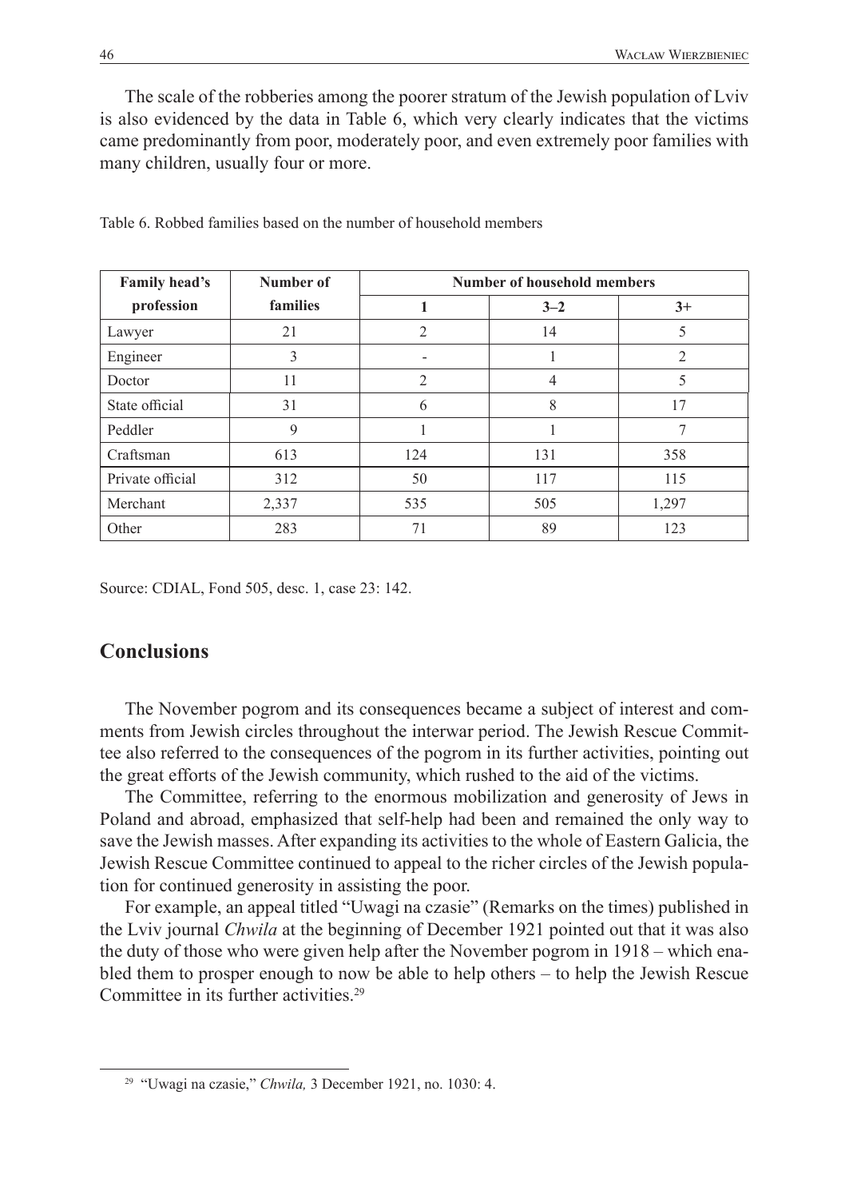The scale of the robberies among the poorer stratum of the Jewish population of Lviv is also evidenced by the data in Table 6, which very clearly indicates that the victims came predominantly from poor, moderately poor, and even extremely poor families with many children, usually four or more.

Table 6. Robbed families based on the number of household members

| **Family head's profession** | **Number of families** | **Number of household members** | | |
|---|---|---|---|---|
| | | **1** | **3–2** | **3+** |
| Lawyer | 21 | 2 | 14 | 5 |
| Engineer | 3 | - | 1 | 2 |
| Doctor | 11 | 2 | 4 | 5 |
| State official | 31 | 6 | 8 | 17 |
| Peddler | 9 | 1 | 1 | 7 |
| Craftsman | 613 | 124 | 131 | 358 |
| Private official | 312 | 50 | 117 | 115 |
| Merchant | 2,337 | 535 | 505 | 1,297 |
| Other | 283 | 71 | 89 | 123 |

Source: CDIAL, Fond 505, desc. 1, case 23: 142.

## Conclusions

The November pogrom and its consequences became a subject of interest and comments from Jewish circles throughout the interwar period. The Jewish Rescue Committee also referred to the consequences of the pogrom in its further activities, pointing out the great efforts of the Jewish community, which rushed to the aid of the victims.

The Committee, referring to the enormous mobilization and generosity of Jews in Poland and abroad, emphasized that self-help had been and remained the only way to save the Jewish masses. After expanding its activities to the whole of Eastern Galicia, the Jewish Rescue Committee continued to appeal to the richer circles of the Jewish population for continued generosity in assisting the poor.

For example, an appeal titled "Uwagi na czasie" (Remarks on the times) published in the Lviv journal *Chwila* at the beginning of December 1921 pointed out that it was also the duty of those who were given help after the November pogrom in 1918 – which enabled them to prosper enough to now be able to help others – to help the Jewish Rescue Committee in its further activities.[29]

[29] "Uwagi na czasie," *Chwila,* 3 December 1921, no. 1030: 4.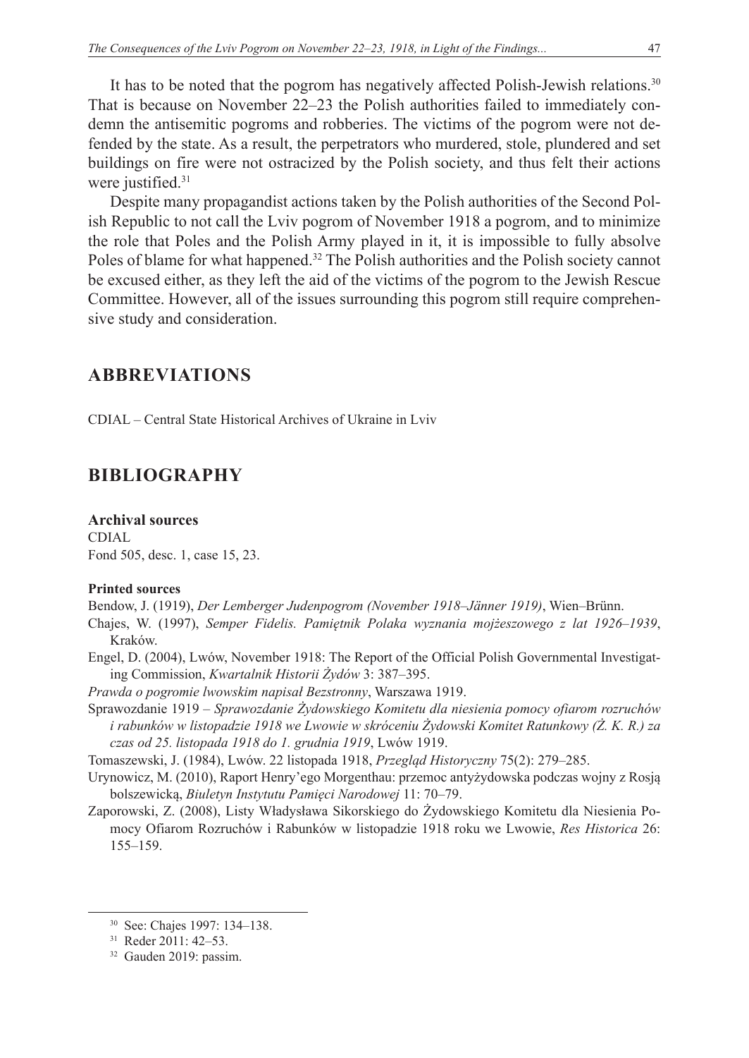It has to be noted that the pogrom has negatively affected Polish-Jewish relations.[30] That is because on November 22–23 the Polish authorities failed to immediately condemn the antisemitic pogroms and robberies. The victims of the pogrom were not defended by the state. As a result, the perpetrators who murdered, stole, plundered and set buildings on fire were not ostracized by the Polish society, and thus felt their actions were justified.[31]

Despite many propagandist actions taken by the Polish authorities of the Second Polish Republic to not call the Lviv pogrom of November 1918 a pogrom, and to minimize the role that Poles and the Polish Army played in it, it is impossible to fully absolve Poles of blame for what happened.[32] The Polish authorities and the Polish society cannot be excused either, as they left the aid of the victims of the pogrom to the Jewish Rescue Committee. However, all of the issues surrounding this pogrom still require comprehensive study and consideration.

## ABBREVIATIONS

CDIAL – Central State Historical Archives of Ukraine in Lviv

## BIBLIOGRAPHY

### Archival sources

CDIAL
Fond 505, desc. 1, case 15, 23.

#### Printed sources

Bendow, J. (1919), *Der Lemberger Judenpogrom (November 1918–Jänner 1919)*, Wien–Brünn.

Chajes, W. (1997), *Semper Fidelis. Pamiętnik Polaka wyznania mojżeszowego z lat 1926–1939*, Kraków.

Engel, D. (2004), Lwów, November 1918: The Report of the Official Polish Governmental Investigating Commission, *Kwartalnik Historii Żydów* 3: 387–395.

*Prawda o pogromie lwowskim napisał Bezstronny*, Warszawa 1919.

Sprawozdanie 1919 – *Sprawozdanie Żydowskiego Komitetu dla niesienia pomocy ofiarom rozruchów i rabunków w listopadzie 1918 we Lwowie w skróceniu Żydowski Komitet Ratunkowy (Ż. K. R.) za czas od 25. listopada 1918 do 1. grudnia 1919*, Lwów 1919.

Tomaszewski, J. (1984), Lwów. 22 listopada 1918, *Przegląd Historyczny* 75(2): 279–285.

Urynowicz, M. (2010), Raport Henry'ego Morgenthau: przemoc antyżydowska podczas wojny z Rosją bolszewicką, *Biuletyn Instytutu Pamięci Narodowej* 11: 70–79.

Zaporowski, Z. (2008), Listy Władysława Sikorskiego do Żydowskiego Komitetu dla Niesienia Pomocy Ofiarom Rozruchów i Rabunków w listopadzie 1918 roku we Lwowie, *Res Historica* 26: 155–159.

---

[30] See: Chajes 1997: 134–138.

[31] Reder 2011: 42–53.

[32] Gauden 2019: passim.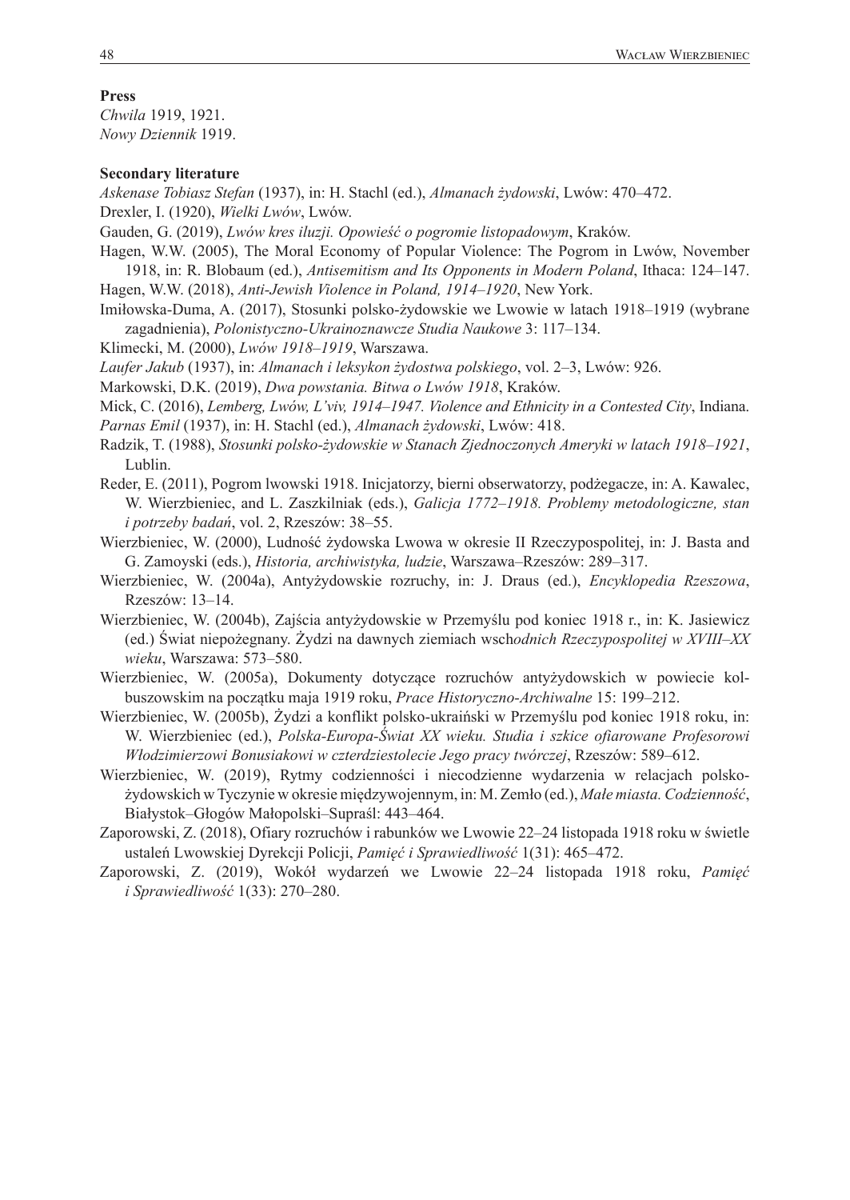**Press**

*Chwila* 1919, 1921.
*Nowy Dziennik* 1919.

**Secondary literature**

*Askenase Tobiasz Stefan* (1937), in: H. Stachl (ed.), *Almanach żydowski*, Lwów: 470–472.

Drexler, I. (1920), *Wielki Lwów*, Lwów.

Gauden, G. (2019), *Lwów kres iluzji. Opowieść o pogromie listopadowym*, Kraków.

Hagen, W.W. (2005), The Moral Economy of Popular Violence: The Pogrom in Lwów, November 1918, in: R. Blobaum (ed.), *Antisemitism and Its Opponents in Modern Poland*, Ithaca: 124–147.

Hagen, W.W. (2018), *Anti-Jewish Violence in Poland, 1914–1920*, New York.

Imiłowska-Duma, A. (2017), Stosunki polsko-żydowskie we Lwowie w latach 1918–1919 (wybrane zagadnienia), *Polonistyczno-Ukrainoznawcze Studia Naukowe* 3: 117–134.

Klimecki, M. (2000), *Lwów 1918–1919*, Warszawa.

*Laufer Jakub* (1937), in: *Almanach i leksykon żydostwa polskiego*, vol. 2–3, Lwów: 926.

Markowski, D.K. (2019), *Dwa powstania. Bitwa o Lwów 1918*, Kraków.

Mick, C. (2016), *Lemberg, Lwów, L'viv, 1914–1947. Violence and Ethnicity in a Contested City*, Indiana.

*Parnas Emil* (1937), in: H. Stachl (ed.), *Almanach żydowski*, Lwów: 418.

Radzik, T. (1988), *Stosunki polsko-żydowskie w Stanach Zjednoczonych Ameryki w latach 1918–1921*, Lublin.

Reder, E. (2011), Pogrom lwowski 1918. Inicjatorzy, bierni obserwatorzy, podżegacze, in: A. Kawalec, W. Wierzbieniec, and L. Zaszkilniak (eds.), *Galicja 1772–1918. Problemy metodologiczne, stan i potrzeby badań*, vol. 2, Rzeszów: 38–55.

Wierzbieniec, W. (2000), Ludność żydowska Lwowa w okresie II Rzeczypospolitej, in: J. Basta and G. Zamoyski (eds.), *Historia, archiwistyka, ludzie*, Warszawa–Rzeszów: 289–317.

Wierzbieniec, W. (2004a), Antyżydowskie rozruchy, in: J. Draus (ed.), *Encyklopedia Rzeszowa*, Rzeszów: 13–14.

Wierzbieniec, W. (2004b), Zajścia antyżydowskie w Przemyślu pod koniec 1918 r., in: K. Jasiewicz (ed.) Świat niepożegnany. Żydzi na dawnych ziemiach wsch*odnich Rzeczypospolitej w XVIII–XX wieku*, Warszawa: 573–580.

Wierzbieniec, W. (2005a), Dokumenty dotyczące rozruchów antyżydowskich w powiecie kolbuszowskim na początku maja 1919 roku, *Prace Historyczno-Archiwalne* 15: 199–212.

Wierzbieniec, W. (2005b), Żydzi a konflikt polsko-ukraiński w Przemyślu pod koniec 1918 roku, in: W. Wierzbieniec (ed.), *Polska-Europa-Świat XX wieku. Studia i szkice ofiarowane Profesorowi Włodzimierzowi Bonusiakowi w czterdziestolecie Jego pracy twórczej*, Rzeszów: 589–612.

Wierzbieniec, W. (2019), Rytmy codzienności i niecodzienne wydarzenia w relacjach polsko-żydowskich w Tyczynie w okresie międzywojennym, in: M. Zemło (ed.), *Małe miasta. Codzienność*, Białystok–Głogów Małopolski–Supraśl: 443–464.

Zaporowski, Z. (2018), Ofiary rozruchów i rabunków we Lwowie 22–24 listopada 1918 roku w świetle ustaleń Lwowskiej Dyrekcji Policji, *Pamięć i Sprawiedliwość* 1(31): 465–472.

Zaporowski, Z. (2019), Wokół wydarzeń we Lwowie 22–24 listopada 1918 roku, *Pamięć i Sprawiedliwość* 1(33): 270–280.